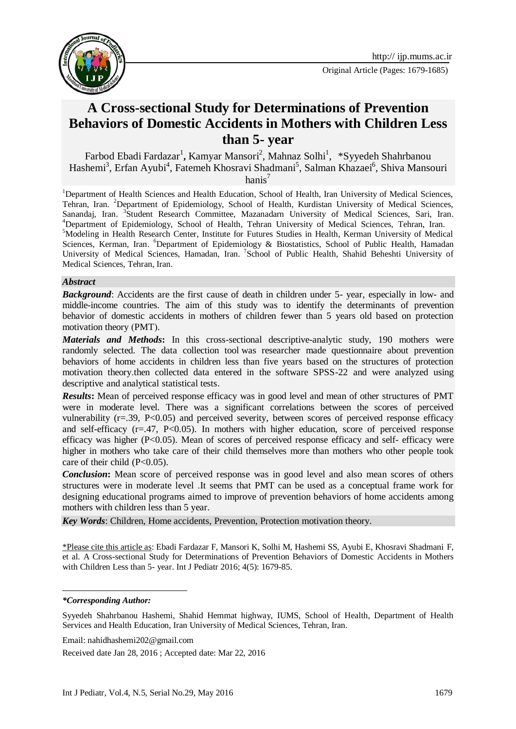Original Article (Pages: 1679-1685)

# A Cross-sectional Study for Determinations of Prevention Behaviors of Domestic Accidents in Mothers with Children Less than 5- year

Farbod Ebadi Fardazar[1], Kamyar Mansori[2], Mahnaz Solhi[1], *Syyedeh Shahrbanou Hashemi[3], Erfan Ayubi[4], Fatemeh Khosravi Shadmani[5], Salman Khazaei[6], Shiva Mansouri hanis[7]

[1]Department of Health Sciences and Health Education, School of Health, Iran University of Medical Sciences, Tehran, Iran. [2]Department of Epidemiology, School of Health, Kurdistan University of Medical Sciences, Sanandaj, Iran. [3]Student Research Committee, Mazanadarn University of Medical Sciences, Sari, Iran. [4]Department of Epidemiology, School of Health, Tehran University of Medical Sciences, Tehran, Iran. [5]Modeling in Health Research Center, Institute for Futures Studies in Health, Kerman University of Medical Sciences, Kerman, Iran. [6]Department of Epidemiology & Biostatistics, School of Public Health, Hamadan University of Medical Sciences, Hamadan, Iran. [7]School of Public Health, Shahid Beheshti University of Medical Sciences, Tehran, Iran.

## *Abstract*

***Background***: Accidents are the first cause of death in children under 5- year, especially in low- and middle-income countries. The aim of this study was to identify the determinants of prevention behavior of domestic accidents in mothers of children fewer than 5 years old based on protection motivation theory (PMT).

***Materials and Methods*:** In this cross-sectional descriptive-analytic study, 190 mothers were randomly selected. The data collection tool was researcher made questionnaire about prevention behaviors of home accidents in children less than five years based on the structures of protection motivation theory.then collected data entered in the software SPSS-22 and were analyzed using descriptive and analytical statistical tests.

***Results*:** Mean of perceived response efficacy was in good level and mean of other structures of PMT were in moderate level. There was a significant correlations between the scores of perceived vulnerability (r=.39, $P<0.05$) and perceived severity, between scores of perceived response efficacy and self-efficacy (r=.47, $P<0.05$). In mothers with higher education, score of perceived response efficacy was higher ($P<0.05$). Mean of scores of perceived response efficacy and self- efficacy were higher in mothers who take care of their child themselves more than mothers who other people took care of their child ($P<0.05$).

***Conclusion*:** Mean score of perceived response was in good level and also mean scores of others structures were in moderate level .It seems that PMT can be used as a conceptual frame work for designing educational programs aimed to improve of prevention behaviors of home accidents among mothers with children less than 5 year.

***Key Words***: Children, Home accidents, Prevention, Protection motivation theory.

\*Please cite this article as: Ebadi Fardazar F, Mansori K, Solhi M, Hashemi SS, Ayubi E, Khosravi Shadmani F, et al. A Cross-sectional Study for Determinations of Prevention Behaviors of Domestic Accidents in Mothers with Children Less than 5- year. Int J Pediatr 2016; 4(5): 1679-85.

***\*Corresponding Author:***

Syyedeh Shahrbanou Hashemi, Shahid Hemmat highway, IUMS, School of Health, Department of Health Services and Health Education, Iran University of Medical Sciences, Tehran, Iran.

Email: nahidhashemi202@gmail.com

Received date Jan 28, 2016 ; Accepted date: Mar 22, 2016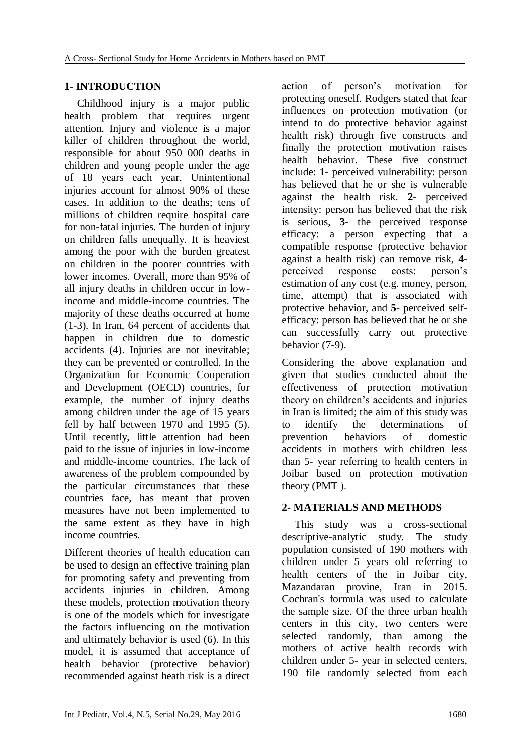## 1- INTRODUCTION

Childhood injury is a major public health problem that requires urgent attention. Injury and violence is a major killer of children throughout the world, responsible for about 950 000 deaths in children and young people under the age of 18 years each year. Unintentional injuries account for almost 90% of these cases. In addition to the deaths; tens of millions of children require hospital care for non-fatal injuries. The burden of injury on children falls unequally. It is heaviest among the poor with the burden greatest on children in the poorer countries with lower incomes. Overall, more than 95% of all injury deaths in children occur in low-income and middle-income countries. The majority of these deaths occurred at home (1-3). In Iran, 64 percent of accidents that happen in children due to domestic accidents (4). Injuries are not inevitable; they can be prevented or controlled. In the Organization for Economic Cooperation and Development (OECD) countries, for example, the number of injury deaths among children under the age of 15 years fell by half between 1970 and 1995 (5). Until recently, little attention had been paid to the issue of injuries in low-income and middle-income countries. The lack of awareness of the problem compounded by the particular circumstances that these countries face, has meant that proven measures have not been implemented to the same extent as they have in high income countries.

Different theories of health education can be used to design an effective training plan for promoting safety and preventing from accidents injuries in children. Among these models, protection motivation theory is one of the models which for investigate the factors influencing on the motivation and ultimately behavior is used (6). In this model, it is assumed that acceptance of health behavior (protective behavior) recommended against heath risk is a direct action of person's motivation for protecting oneself. Rodgers stated that fear influences on protection motivation (or intend to do protective behavior against health risk) through five constructs and finally the protection motivation raises health behavior. These five construct include: **1**- perceived vulnerability: person has believed that he or she is vulnerable against the health risk. **2**- perceived intensity: person has believed that the risk is serious, **3**- the perceived response efficacy: a person expecting that a compatible response (protective behavior against a health risk) can remove risk, **4**- perceived response costs: person's estimation of any cost (e.g. money, person, time, attempt) that is associated with protective behavior, and **5**- perceived self-efficacy: person has believed that he or she can successfully carry out protective behavior (7-9).

Considering the above explanation and given that studies conducted about the effectiveness of protection motivation theory on children's accidents and injuries in Iran is limited; the aim of this study was to identify the determinations of prevention behaviors of domestic accidents in mothers with children less than 5- year referring to health centers in Joibar based on protection motivation theory (PMT ).

## 2- MATERIALS AND METHODS

This study was a cross-sectional descriptive-analytic study. The study population consisted of 190 mothers with children under 5 years old referring to health centers of the in Joibar city, Mazandaran provine, Iran in 2015. Cochran's formula was used to calculate the sample size. Of the three urban health centers in this city, two centers were selected randomly, than among the mothers of active health records with children under 5- year in selected centers, 190 file randomly selected from each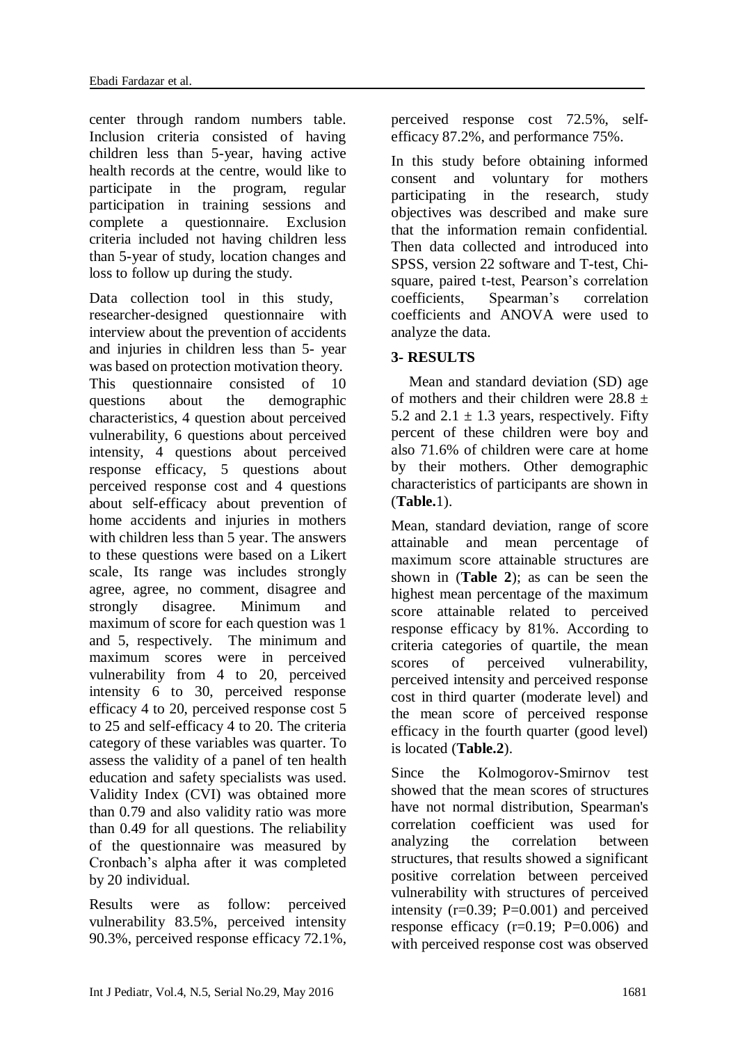center through random numbers table. Inclusion criteria consisted of having children less than 5-year, having active health records at the centre, would like to participate in the program, regular participation in training sessions and complete a questionnaire. Exclusion criteria included not having children less than 5-year of study, location changes and loss to follow up during the study.

Data collection tool in this study, researcher-designed questionnaire with interview about the prevention of accidents and injuries in children less than 5- year was based on protection motivation theory. This questionnaire consisted of 10 questions about the demographic characteristics, 4 question about perceived vulnerability, 6 questions about perceived intensity, 4 questions about perceived response efficacy, 5 questions about perceived response cost and 4 questions about self-efficacy about prevention of home accidents and injuries in mothers with children less than 5 year. The answers to these questions were based on a Likert scale, Its range was includes strongly agree, agree, no comment, disagree and strongly disagree. Minimum and maximum of score for each question was 1 and 5, respectively. The minimum and maximum scores were in perceived vulnerability from 4 to 20, perceived intensity 6 to 30, perceived response efficacy 4 to 20, perceived response cost 5 to 25 and self-efficacy 4 to 20. The criteria category of these variables was quarter. To assess the validity of a panel of ten health education and safety specialists was used. Validity Index (CVI) was obtained more than 0.79 and also validity ratio was more than 0.49 for all questions. The reliability of the questionnaire was measured by Cronbach's alpha after it was completed by 20 individual.

Results were as follow: perceived vulnerability 83.5%, perceived intensity 90.3%, perceived response efficacy 72.1%, perceived response cost 72.5%, self-efficacy 87.2%, and performance 75%.

In this study before obtaining informed consent and voluntary for mothers participating in the research, study objectives was described and make sure that the information remain confidential. Then data collected and introduced into SPSS, version 22 software and T-test, Chi-square, paired t-test, Pearson's correlation coefficients, Spearman's correlation coefficients and ANOVA were used to analyze the data.

## 3- RESULTS

Mean and standard deviation (SD) age of mothers and their children were $28.8 \pm 5.2$ and $2.1 \pm 1.3$ years, respectively. Fifty percent of these children were boy and also 71.6% of children were care at home by their mothers. Other demographic characteristics of participants are shown in (**Table.**1).

Mean, standard deviation, range of score attainable and mean percentage of maximum score attainable structures are shown in (**Table 2**); as can be seen the highest mean percentage of the maximum score attainable related to perceived response efficacy by 81%. According to criteria categories of quartile, the mean scores of perceived vulnerability, perceived intensity and perceived response cost in third quarter (moderate level) and the mean score of perceived response efficacy in the fourth quarter (good level) is located (**Table.2**).

Since the Kolmogorov-Smirnov test showed that the mean scores of structures have not normal distribution, Spearman's correlation coefficient was used for analyzing the correlation between structures, that results showed a significant positive correlation between perceived vulnerability with structures of perceived intensity ($r=0.39$; $P=0.001$) and perceived response efficacy ($r=0.19$; $P=0.006$) and with perceived response cost was observed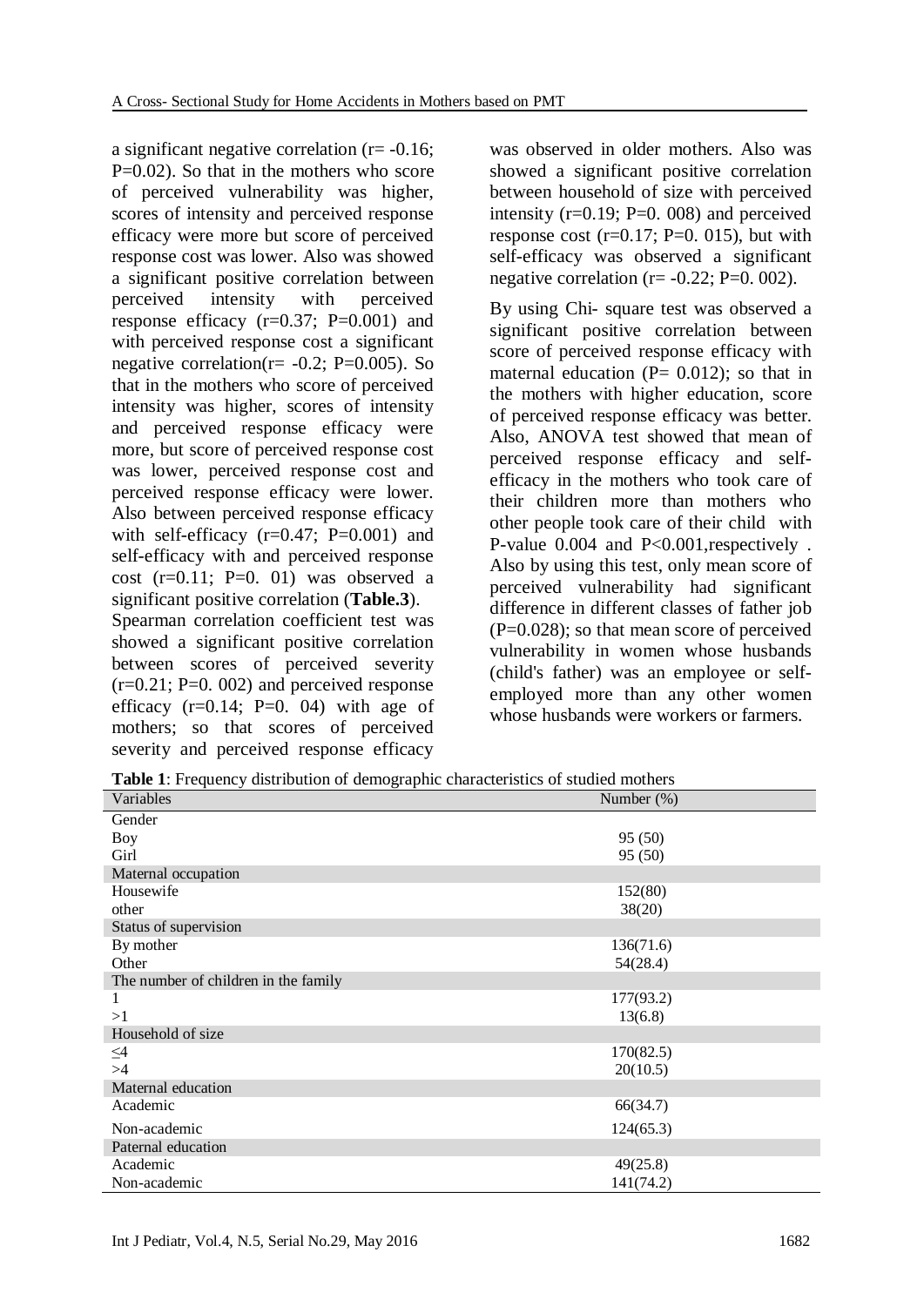a significant negative correlation (r= -0.16; P=0.02). So that in the mothers who score of perceived vulnerability was higher, scores of intensity and perceived response efficacy were more but score of perceived response cost was lower. Also was showed a significant positive correlation between perceived intensity with perceived response efficacy (r=0.37; P=0.001) and with perceived response cost a significant negative correlation(r= -0.2; P=0.005). So that in the mothers who score of perceived intensity was higher, scores of intensity and perceived response efficacy were more, but score of perceived response cost was lower, perceived response cost and perceived response efficacy were lower. Also between perceived response efficacy with self-efficacy (r=0.47; P=0.001) and self-efficacy with and perceived response cost (r=0.11; P=0. 01) was observed a significant positive correlation (**Table.3**).

Spearman correlation coefficient test was showed a significant positive correlation between scores of perceived severity (r=0.21; P=0. 002) and perceived response efficacy (r=0.14; P=0. 04) with age of mothers; so that scores of perceived severity and perceived response efficacy was observed in older mothers. Also was showed a significant positive correlation between household of size with perceived intensity (r=0.19; P=0. 008) and perceived response cost (r=0.17; P=0. 015), but with self-efficacy was observed a significant negative correlation (r= -0.22; P=0. 002).

By using Chi- square test was observed a significant positive correlation between score of perceived response efficacy with maternal education (P= 0.012); so that in the mothers with higher education, score of perceived response efficacy was better. Also, ANOVA test showed that mean of perceived response efficacy and self-efficacy in the mothers who took care of their children more than mothers who other people took care of their child with P-value 0.004 and P<0.001,respectively . Also by using this test, only mean score of perceived vulnerability had significant difference in different classes of father job (P=0.028); so that mean score of perceived vulnerability in women whose husbands (child's father) was an employee or self-employed more than any other women whose husbands were workers or farmers.

**Table 1**: Frequency distribution of demographic characteristics of studied mothers

| Variables | Number (%) |
|---|---|
| Gender | |
| Boy | 95 (50) |
| Girl | 95 (50) |
| Maternal occupation | |
| Housewife | 152(80) |
| other | 38(20) |
| Status of supervision | |
| By mother | 136(71.6) |
| Other | 54(28.4) |
| The number of children in the family | |
| 1 | 177(93.2) |
| >1 | 13(6.8) |
| Household of size | |
| ≤4 | 170(82.5) |
| >4 | 20(10.5) |
| Maternal education | |
| Academic | 66(34.7) |
| Non-academic | 124(65.3) |
| Paternal education | |
| Academic | 49(25.8) |
| Non-academic | 141(74.2) |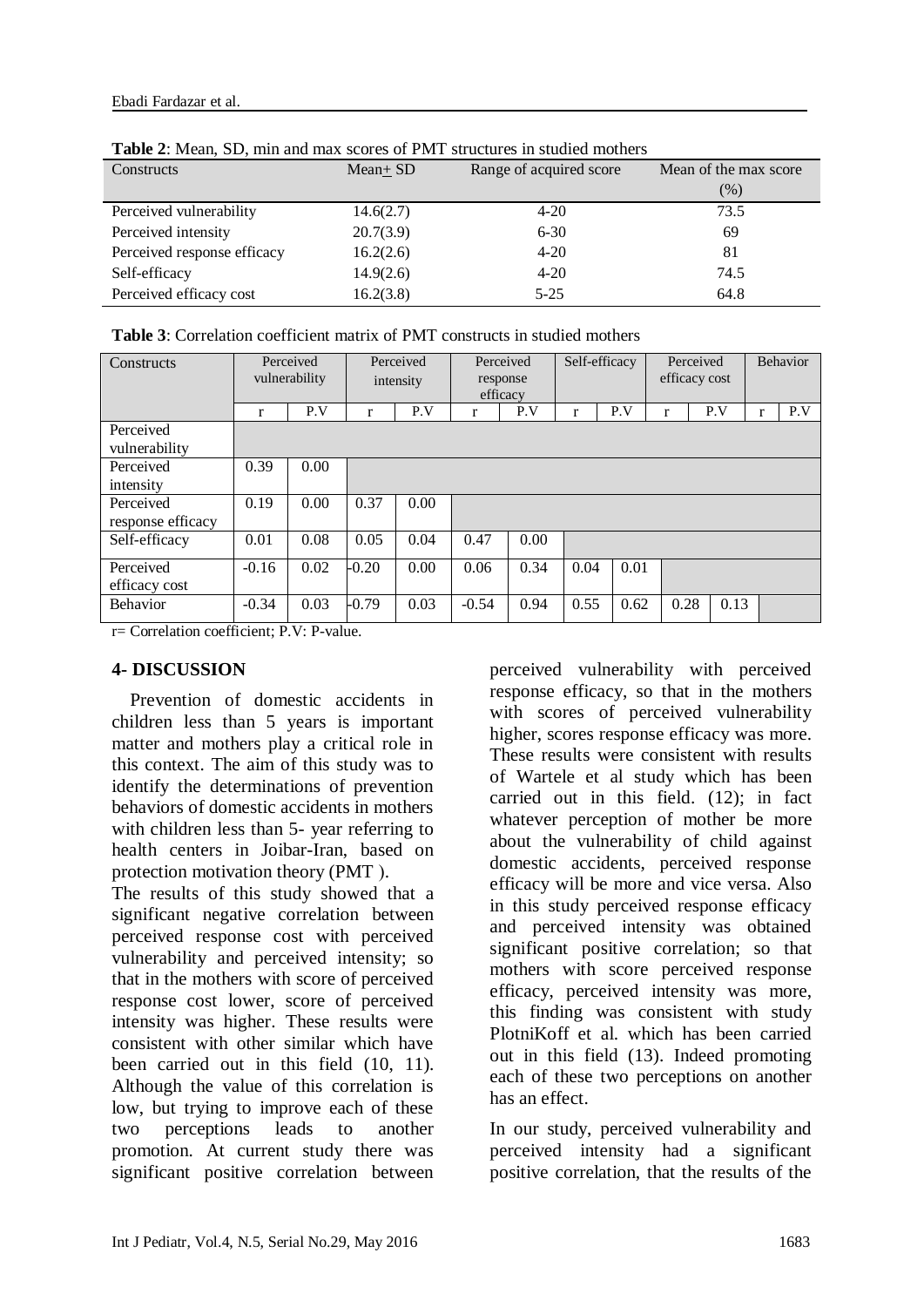**Table 2**: Mean, SD, min and max scores of PMT structures in studied mothers

| Constructs | Mean+ SD | Range of acquired score | Mean of the max score (%) |
|---|---|---|---|
| Perceived vulnerability | 14.6(2.7) | 4-20 | 73.5 |
| Perceived intensity | 20.7(3.9) | 6-30 | 69 |
| Perceived response efficacy | 16.2(2.6) | 4-20 | 81 |
| Self-efficacy | 14.9(2.6) | 4-20 | 74.5 |
| Perceived efficacy cost | 16.2(3.8) | 5-25 | 64.8 |

**Table 3**: Correlation coefficient matrix of PMT constructs in studied mothers

| Constructs | Perceived vulnerability | | Perceived intensity | | Perceived response efficacy | | Self-efficacy | | Perceived efficacy cost | | Behavior | |
|---|---|---|---|---|---|---|---|---|---|---|---|---|
| | r | P.V | r | P.V | r | P.V | r | P.V | r | P.V | r | P.V |
| Perceived vulnerability | | | | | | | | | | | | |
| Perceived intensity | 0.39 | 0.00 | | | | | | | | | | |
| Perceived response efficacy | 0.19 | 0.00 | 0.37 | 0.00 | | | | | | | | |
| Self-efficacy | 0.01 | 0.08 | 0.05 | 0.04 | 0.47 | 0.00 | | | | | | |
| Perceived efficacy cost | -0.16 | 0.02 | -0.20 | 0.00 | 0.06 | 0.34 | 0.04 | 0.01 | | | | |
| Behavior | -0.34 | 0.03 | -0.79 | 0.03 | -0.54 | 0.94 | 0.55 | 0.62 | 0.28 | 0.13 | | |

r= Correlation coefficient; P.V: P-value.

## 4- DISCUSSION

Prevention of domestic accidents in children less than 5 years is important matter and mothers play a critical role in this context. The aim of this study was to identify the determinations of prevention behaviors of domestic accidents in mothers with children less than 5- year referring to health centers in Joibar-Iran, based on protection motivation theory (PMT ).

The results of this study showed that a significant negative correlation between perceived response cost with perceived vulnerability and perceived intensity; so that in the mothers with score of perceived response cost lower, score of perceived intensity was higher. These results were consistent with other similar which have been carried out in this field (10, 11). Although the value of this correlation is low, but trying to improve each of these two perceptions leads to another promotion. At current study there was significant positive correlation between perceived vulnerability with perceived response efficacy, so that in the mothers with scores of perceived vulnerability higher, scores response efficacy was more. These results were consistent with results of Wartele et al study which has been carried out in this field. (12); in fact whatever perception of mother be more about the vulnerability of child against domestic accidents, perceived response efficacy will be more and vice versa. Also in this study perceived response efficacy and perceived intensity was obtained significant positive correlation; so that mothers with score perceived response efficacy, perceived intensity was more, this finding was consistent with study PlotniKoff et al. which has been carried out in this field (13). Indeed promoting each of these two perceptions on another has an effect.

In our study, perceived vulnerability and perceived intensity had a significant positive correlation, that the results of the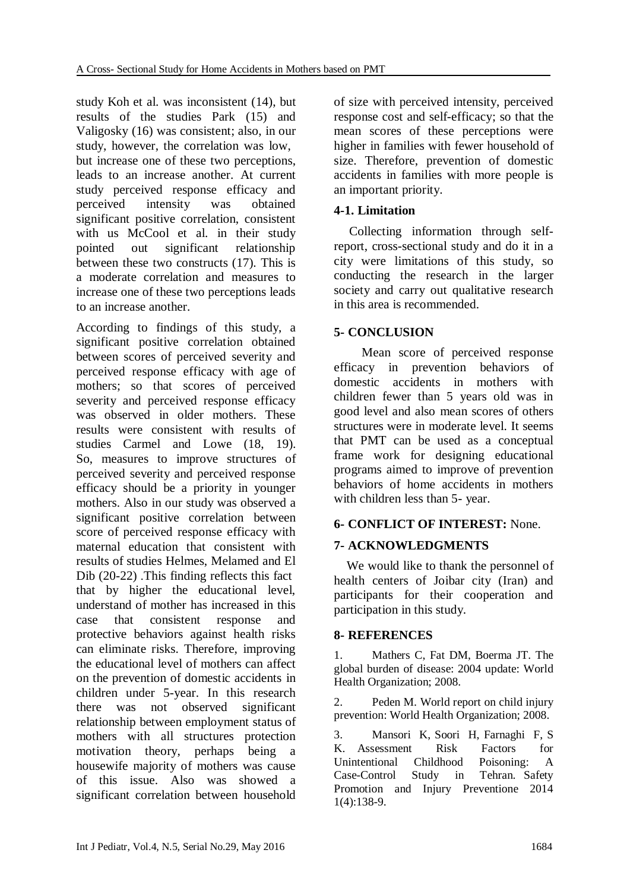study Koh et al. was inconsistent (14), but results of the studies Park (15) and Valigosky (16) was consistent; also, in our study, however, the correlation was low, but increase one of these two perceptions, leads to an increase another. At current study perceived response efficacy and perceived intensity was obtained significant positive correlation, consistent with us McCool et al. in their study pointed out significant relationship between these two constructs (17). This is a moderate correlation and measures to increase one of these two perceptions leads to an increase another.

According to findings of this study, a significant positive correlation obtained between scores of perceived severity and perceived response efficacy with age of mothers; so that scores of perceived severity and perceived response efficacy was observed in older mothers. These results were consistent with results of studies Carmel and Lowe (18, 19). So, measures to improve structures of perceived severity and perceived response efficacy should be a priority in younger mothers. Also in our study was observed a significant positive correlation between score of perceived response efficacy with maternal education that consistent with results of studies Helmes, Melamed and El Dib (20-22) .This finding reflects this fact that by higher the educational level, understand of mother has increased in this case that consistent response and protective behaviors against health risks can eliminate risks. Therefore, improving the educational level of mothers can affect on the prevention of domestic accidents in children under 5-year. In this research there was not observed significant relationship between employment status of mothers with all structures protection motivation theory, perhaps being a housewife majority of mothers was cause of this issue. Also was showed a significant correlation between household of size with perceived intensity, perceived response cost and self-efficacy; so that the mean scores of these perceptions were higher in families with fewer household of size. Therefore, prevention of domestic accidents in families with more people is an important priority.

### 4-1. Limitation

Collecting information through self-report, cross-sectional study and do it in a city were limitations of this study, so conducting the research in the larger society and carry out qualitative research in this area is recommended.

## 5- CONCLUSION

Mean score of perceived response efficacy in prevention behaviors of domestic accidents in mothers with children fewer than 5 years old was in good level and also mean scores of others structures were in moderate level. It seems that PMT can be used as a conceptual frame work for designing educational programs aimed to improve of prevention behaviors of home accidents in mothers with children less than 5- year.

## 6- CONFLICT OF INTEREST: None.

## 7- ACKNOWLEDGMENTS

We would like to thank the personnel of health centers of Joibar city (Iran) and participants for their cooperation and participation in this study.

## 8- REFERENCES

1. Mathers C, Fat DM, Boerma JT. The global burden of disease: 2004 update: World Health Organization; 2008.

2. Peden M. World report on child injury prevention: World Health Organization; 2008.

3. Mansori K, Soori H, Farnaghi F, S K. Assessment Risk Factors for Unintentional Childhood Poisoning: A Case-Control Study in Tehran. Safety Promotion and Injury Preventione 2014 1(4):138-9.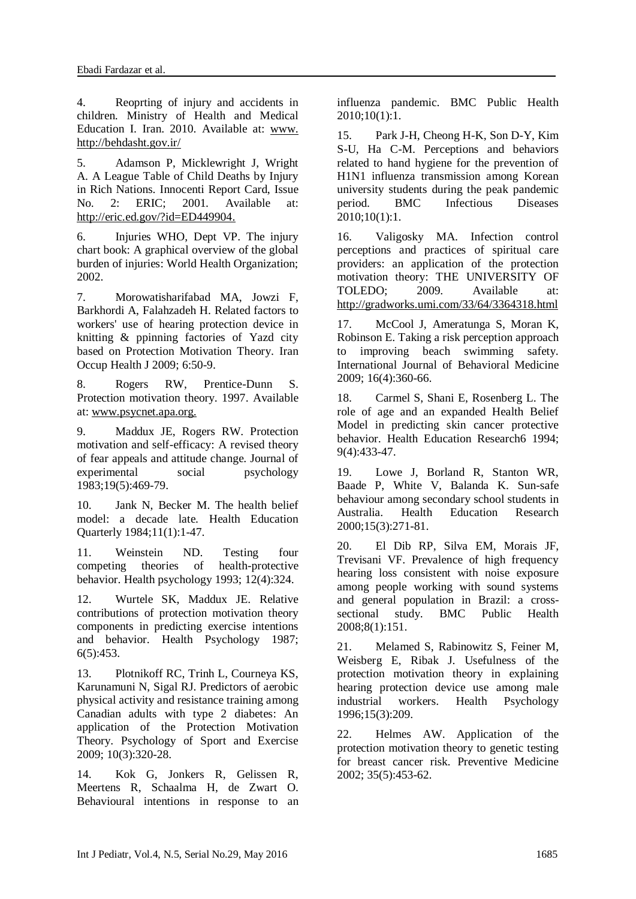4. Reoprting of injury and accidents in children. Ministry of Health and Medical Education I. Iran. 2010. Available at: www. http://behdasht.gov.ir/

5. Adamson P, Micklewright J, Wright A. A League Table of Child Deaths by Injury in Rich Nations. Innocenti Report Card, Issue No. 2: ERIC; 2001. Available at: http://eric.ed.gov/?id=ED449904.

6. Injuries WHO, Dept VP. The injury chart book: A graphical overview of the global burden of injuries: World Health Organization; 2002.

7. Morowatisharifabad MA, Jowzi F, Barkhordi A, Falahzadeh H. Related factors to workers' use of hearing protection device in knitting & ppinning factories of Yazd city based on Protection Motivation Theory. Iran Occup Health J 2009; 6:50-9.

8. Rogers RW, Prentice-Dunn S. Protection motivation theory. 1997. Available at: www.psycnet.apa.org.

9. Maddux JE, Rogers RW. Protection motivation and self-efficacy: A revised theory of fear appeals and attitude change. Journal of experimental social psychology 1983;19(5):469-79.

10. Jank N, Becker M. The health belief model: a decade late. Health Education Quarterly 1984;11(1):1-47.

11. Weinstein ND. Testing four competing theories of health-protective behavior. Health psychology 1993; 12(4):324.

12. Wurtele SK, Maddux JE. Relative contributions of protection motivation theory components in predicting exercise intentions and behavior. Health Psychology 1987; 6(5):453.

13. Plotnikoff RC, Trinh L, Courneya KS, Karunamuni N, Sigal RJ. Predictors of aerobic physical activity and resistance training among Canadian adults with type 2 diabetes: An application of the Protection Motivation Theory. Psychology of Sport and Exercise 2009; 10(3):320-28.

14. Kok G, Jonkers R, Gelissen R, Meertens R, Schaalma H, de Zwart O. Behavioural intentions in response to an influenza pandemic. BMC Public Health 2010;10(1):1.

15. Park J-H, Cheong H-K, Son D-Y, Kim S-U, Ha C-M. Perceptions and behaviors related to hand hygiene for the prevention of H1N1 influenza transmission among Korean university students during the peak pandemic period. BMC Infectious Diseases 2010;10(1):1.

16. Valigosky MA. Infection control perceptions and practices of spiritual care providers: an application of the protection motivation theory: THE UNIVERSITY OF TOLEDO; 2009. Available at: http://gradworks.umi.com/33/64/3364318.html

17. McCool J, Ameratunga S, Moran K, Robinson E. Taking a risk perception approach to improving beach swimming safety. International Journal of Behavioral Medicine 2009; 16(4):360-66.

18. Carmel S, Shani E, Rosenberg L. The role of age and an expanded Health Belief Model in predicting skin cancer protective behavior. Health Education Research6 1994; 9(4):433-47.

19. Lowe J, Borland R, Stanton WR, Baade P, White V, Balanda K. Sun-safe behaviour among secondary school students in Australia. Health Education Research 2000;15(3):271-81.

20. El Dib RP, Silva EM, Morais JF, Trevisani VF. Prevalence of high frequency hearing loss consistent with noise exposure among people working with sound systems and general population in Brazil: a cross-sectional study. BMC Public Health 2008;8(1):151.

21. Melamed S, Rabinowitz S, Feiner M, Weisberg E, Ribak J. Usefulness of the protection motivation theory in explaining hearing protection device use among male industrial workers. Health Psychology 1996;15(3):209.

22. Helmes AW. Application of the protection motivation theory to genetic testing for breast cancer risk. Preventive Medicine 2002; 35(5):453-62.